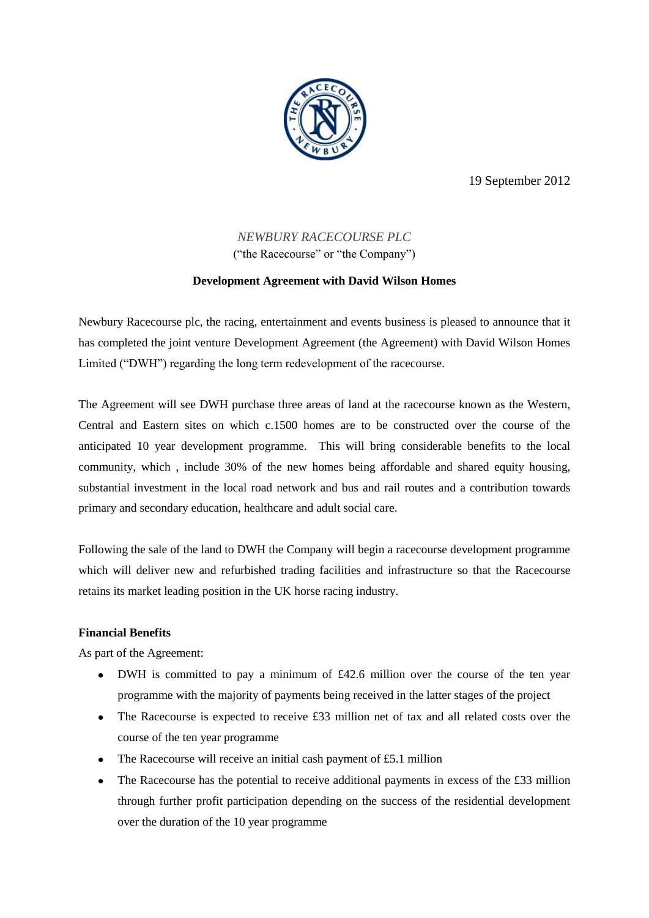19 September 2012

*NEWBURY RACECOURSE PLC*
("the Racecourse" or "the Company")

**Development Agreement with David Wilson Homes**

Newbury Racecourse plc, the racing, entertainment and events business is pleased to announce that it has completed the joint venture Development Agreement (the Agreement) with David Wilson Homes Limited ("DWH") regarding the long term redevelopment of the racecourse.

The Agreement will see DWH purchase three areas of land at the racecourse known as the Western, Central and Eastern sites on which c.1500 homes are to be constructed over the course of the anticipated 10 year development programme. This will bring considerable benefits to the local community, which , include 30% of the new homes being affordable and shared equity housing, substantial investment in the local road network and bus and rail routes and a contribution towards primary and secondary education, healthcare and adult social care.

Following the sale of the land to DWH the Company will begin a racecourse development programme which will deliver new and refurbished trading facilities and infrastructure so that the Racecourse retains its market leading position in the UK horse racing industry.

**Financial Benefits**

As part of the Agreement:

- DWH is committed to pay a minimum of £42.6 million over the course of the ten year programme with the majority of payments being received in the latter stages of the project
- The Racecourse is expected to receive £33 million net of tax and all related costs over the course of the ten year programme
- The Racecourse will receive an initial cash payment of £5.1 million
- The Racecourse has the potential to receive additional payments in excess of the £33 million through further profit participation depending on the success of the residential development over the duration of the 10 year programme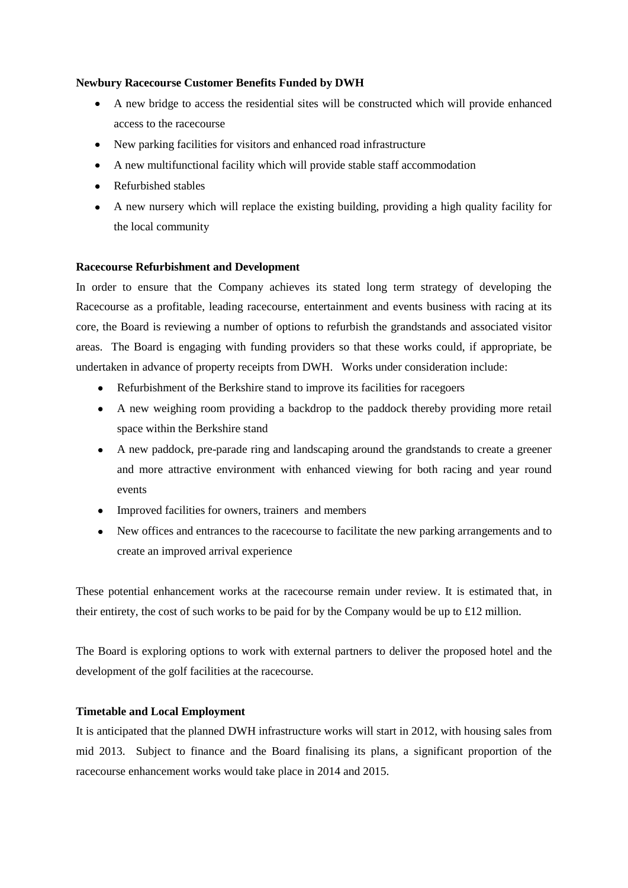**Newbury Racecourse Customer Benefits Funded by DWH**

- A new bridge to access the residential sites will be constructed which will provide enhanced access to the racecourse
- New parking facilities for visitors and enhanced road infrastructure
- A new multifunctional facility which will provide stable staff accommodation
- Refurbished stables
- A new nursery which will replace the existing building, providing a high quality facility for the local community

**Racecourse Refurbishment and Development**

In order to ensure that the Company achieves its stated long term strategy of developing the Racecourse as a profitable, leading racecourse, entertainment and events business with racing at its core, the Board is reviewing a number of options to refurbish the grandstands and associated visitor areas. The Board is engaging with funding providers so that these works could, if appropriate, be undertaken in advance of property receipts from DWH. Works under consideration include:

- Refurbishment of the Berkshire stand to improve its facilities for racegoers
- A new weighing room providing a backdrop to the paddock thereby providing more retail space within the Berkshire stand
- A new paddock, pre-parade ring and landscaping around the grandstands to create a greener and more attractive environment with enhanced viewing for both racing and year round events
- Improved facilities for owners, trainers and members
- New offices and entrances to the racecourse to facilitate the new parking arrangements and to create an improved arrival experience

These potential enhancement works at the racecourse remain under review. It is estimated that, in their entirety, the cost of such works to be paid for by the Company would be up to £12 million.

The Board is exploring options to work with external partners to deliver the proposed hotel and the development of the golf facilities at the racecourse.

**Timetable and Local Employment**

It is anticipated that the planned DWH infrastructure works will start in 2012, with housing sales from mid 2013. Subject to finance and the Board finalising its plans, a significant proportion of the racecourse enhancement works would take place in 2014 and 2015.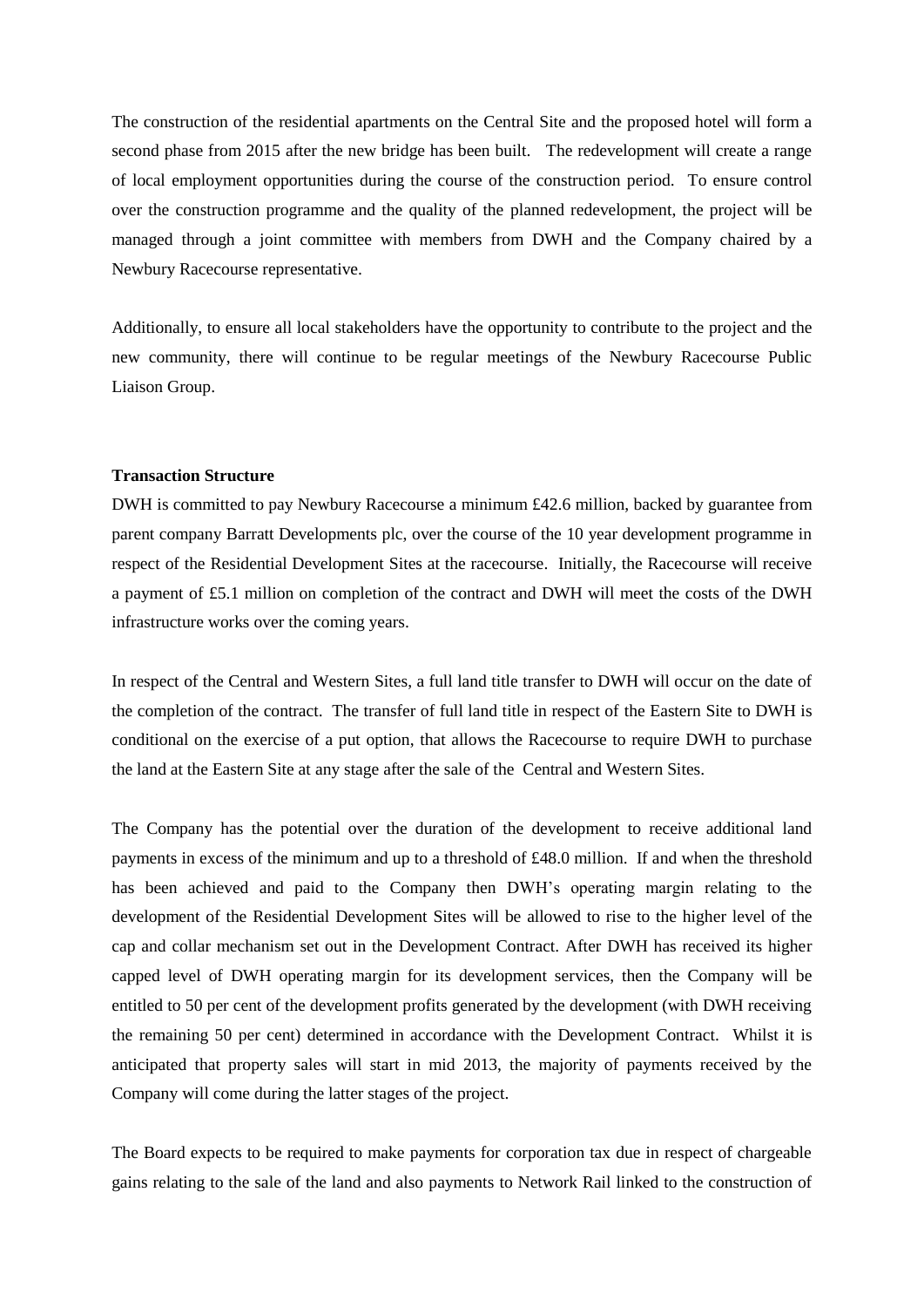The construction of the residential apartments on the Central Site and the proposed hotel will form a second phase from 2015 after the new bridge has been built. The redevelopment will create a range of local employment opportunities during the course of the construction period. To ensure control over the construction programme and the quality of the planned redevelopment, the project will be managed through a joint committee with members from DWH and the Company chaired by a Newbury Racecourse representative.

Additionally, to ensure all local stakeholders have the opportunity to contribute to the project and the new community, there will continue to be regular meetings of the Newbury Racecourse Public Liaison Group.

**Transaction Structure**

DWH is committed to pay Newbury Racecourse a minimum £42.6 million, backed by guarantee from parent company Barratt Developments plc, over the course of the 10 year development programme in respect of the Residential Development Sites at the racecourse. Initially, the Racecourse will receive a payment of £5.1 million on completion of the contract and DWH will meet the costs of the DWH infrastructure works over the coming years.

In respect of the Central and Western Sites, a full land title transfer to DWH will occur on the date of the completion of the contract. The transfer of full land title in respect of the Eastern Site to DWH is conditional on the exercise of a put option, that allows the Racecourse to require DWH to purchase the land at the Eastern Site at any stage after the sale of the Central and Western Sites.

The Company has the potential over the duration of the development to receive additional land payments in excess of the minimum and up to a threshold of £48.0 million. If and when the threshold has been achieved and paid to the Company then DWH's operating margin relating to the development of the Residential Development Sites will be allowed to rise to the higher level of the cap and collar mechanism set out in the Development Contract. After DWH has received its higher capped level of DWH operating margin for its development services, then the Company will be entitled to 50 per cent of the development profits generated by the development (with DWH receiving the remaining 50 per cent) determined in accordance with the Development Contract. Whilst it is anticipated that property sales will start in mid 2013, the majority of payments received by the Company will come during the latter stages of the project.

The Board expects to be required to make payments for corporation tax due in respect of chargeable gains relating to the sale of the land and also payments to Network Rail linked to the construction of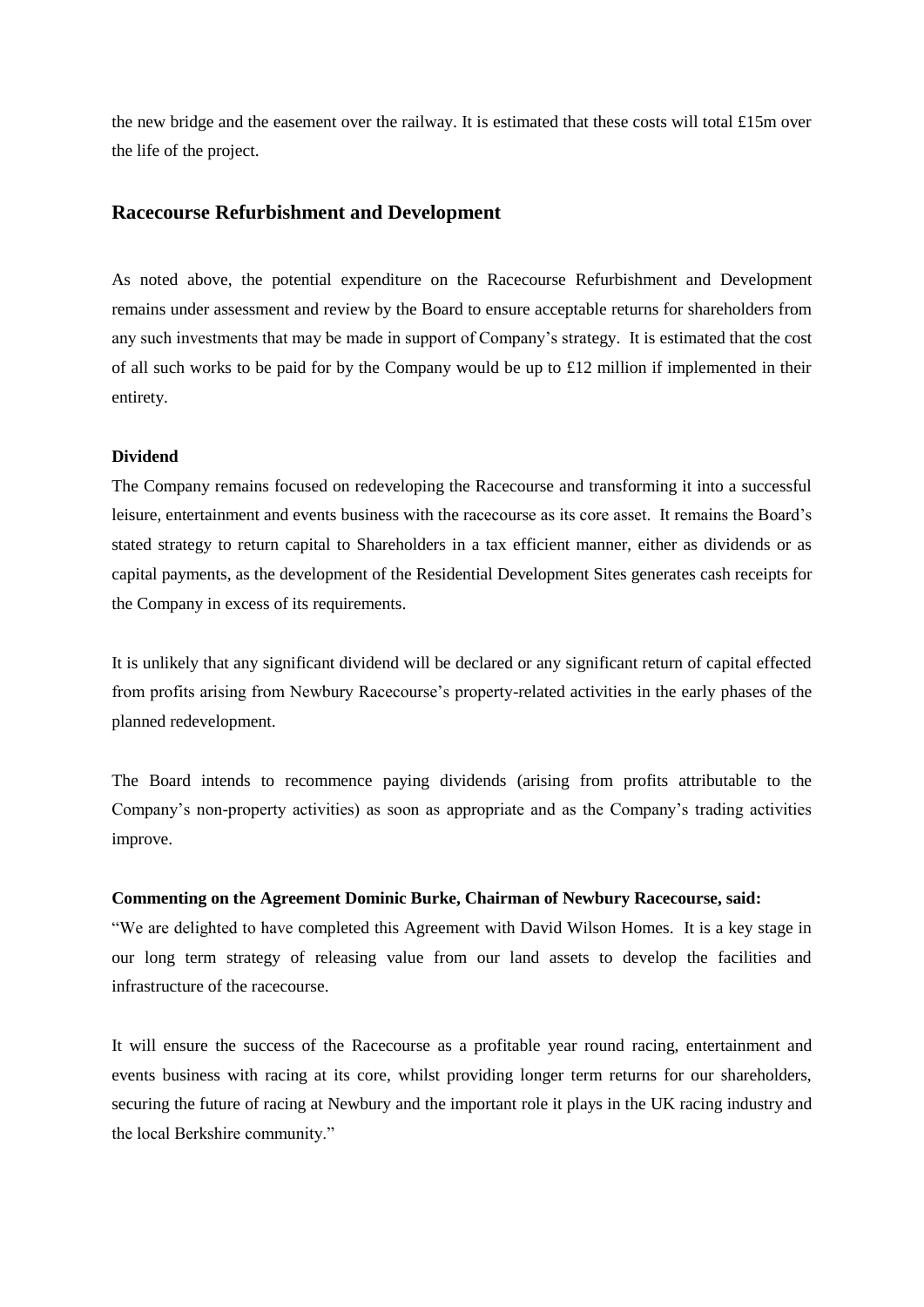the new bridge and the easement over the railway. It is estimated that these costs will total £15m over the life of the project.

## Racecourse Refurbishment and Development

As noted above, the potential expenditure on the Racecourse Refurbishment and Development remains under assessment and review by the Board to ensure acceptable returns for shareholders from any such investments that may be made in support of Company's strategy. It is estimated that the cost of all such works to be paid for by the Company would be up to £12 million if implemented in their entirety.

**Dividend**

The Company remains focused on redeveloping the Racecourse and transforming it into a successful leisure, entertainment and events business with the racecourse as its core asset. It remains the Board's stated strategy to return capital to Shareholders in a tax efficient manner, either as dividends or as capital payments, as the development of the Residential Development Sites generates cash receipts for the Company in excess of its requirements.

It is unlikely that any significant dividend will be declared or any significant return of capital effected from profits arising from Newbury Racecourse's property-related activities in the early phases of the planned redevelopment.

The Board intends to recommence paying dividends (arising from profits attributable to the Company's non-property activities) as soon as appropriate and as the Company's trading activities improve.

**Commenting on the Agreement Dominic Burke, Chairman of Newbury Racecourse, said:**

"We are delighted to have completed this Agreement with David Wilson Homes. It is a key stage in our long term strategy of releasing value from our land assets to develop the facilities and infrastructure of the racecourse.

It will ensure the success of the Racecourse as a profitable year round racing, entertainment and events business with racing at its core, whilst providing longer term returns for our shareholders, securing the future of racing at Newbury and the important role it plays in the UK racing industry and the local Berkshire community."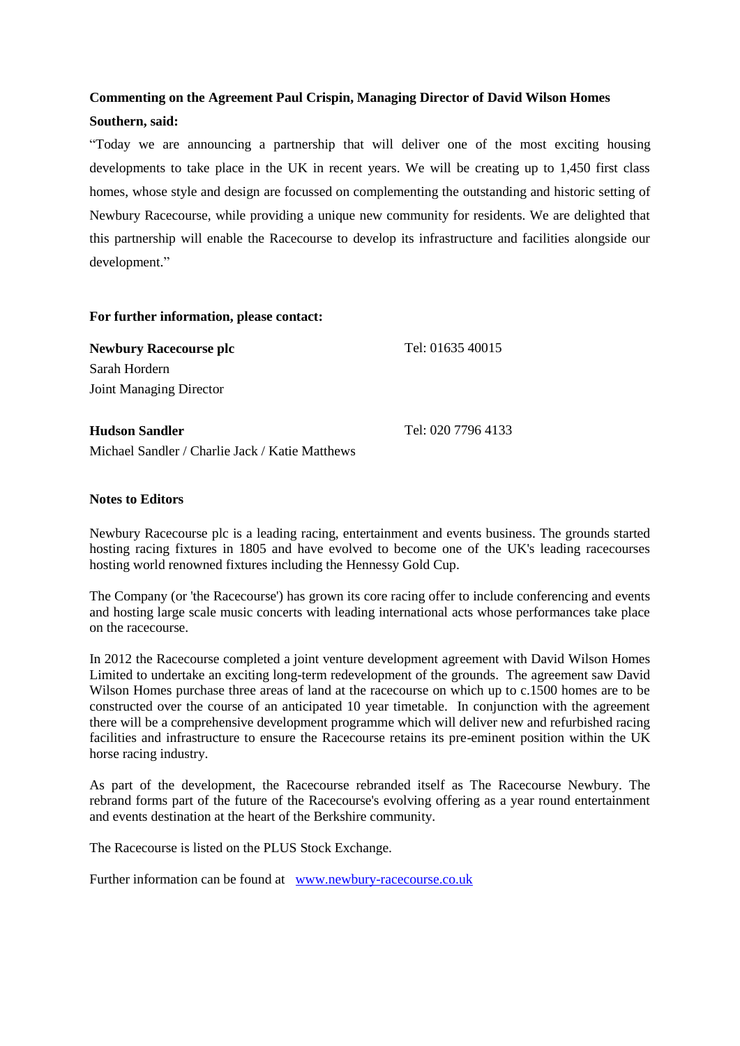**Commenting on the Agreement Paul Crispin, Managing Director of David Wilson Homes Southern, said:**

"Today we are announcing a partnership that will deliver one of the most exciting housing developments to take place in the UK in recent years. We will be creating up to 1,450 first class homes, whose style and design are focussed on complementing the outstanding and historic setting of Newbury Racecourse, while providing a unique new community for residents. We are delighted that this partnership will enable the Racecourse to develop its infrastructure and facilities alongside our development."

**For further information, please contact:**

**Newbury Racecourse plc** Tel: 01635 40015
Sarah Hordern
Joint Managing Director

**Hudson Sandler** Tel: 020 7796 4133
Michael Sandler / Charlie Jack / Katie Matthews

**Notes to Editors**

Newbury Racecourse plc is a leading racing, entertainment and events business. The grounds started hosting racing fixtures in 1805 and have evolved to become one of the UK's leading racecourses hosting world renowned fixtures including the Hennessy Gold Cup.

The Company (or 'the Racecourse') has grown its core racing offer to include conferencing and events and hosting large scale music concerts with leading international acts whose performances take place on the racecourse.

In 2012 the Racecourse completed a joint venture development agreement with David Wilson Homes Limited to undertake an exciting long-term redevelopment of the grounds. The agreement saw David Wilson Homes purchase three areas of land at the racecourse on which up to c.1500 homes are to be constructed over the course of an anticipated 10 year timetable. In conjunction with the agreement there will be a comprehensive development programme which will deliver new and refurbished racing facilities and infrastructure to ensure the Racecourse retains its pre-eminent position within the UK horse racing industry.

As part of the development, the Racecourse rebranded itself as The Racecourse Newbury. The rebrand forms part of the future of the Racecourse's evolving offering as a year round entertainment and events destination at the heart of the Berkshire community.

The Racecourse is listed on the PLUS Stock Exchange.

Further information can be found at [www.newbury-racecourse.co.uk](http://www.newbury-racecourse.co.uk)